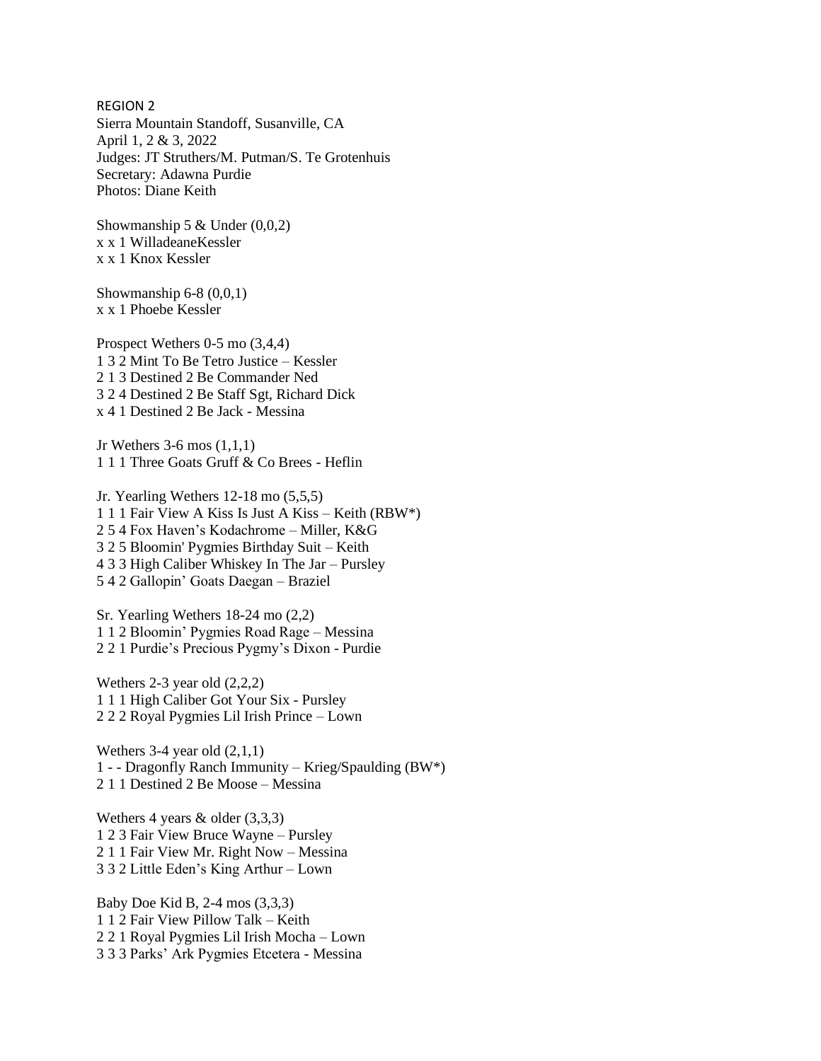REGION 2

Sierra Mountain Standoff, Susanville, CA
April 1, 2 & 3, 2022
Judges: JT Struthers/M. Putman/S. Te Grotenhuis
Secretary: Adawna Purdie
Photos: Diane Keith

Showmanship 5 & Under (0,0,2)
x x 1 WilladeaneKessler
x x 1 Knox Kessler

Showmanship 6-8 (0,0,1)
x x 1 Phoebe Kessler

Prospect Wethers 0-5 mo (3,4,4)
1 3 2 Mint To Be Tetro Justice – Kessler
2 1 3 Destined 2 Be Commander Ned
3 2 4 Destined 2 Be Staff Sgt, Richard Dick
x 4 1 Destined 2 Be Jack - Messina

Jr Wethers 3-6 mos (1,1,1)
1 1 1 Three Goats Gruff & Co Brees - Heflin

Jr. Yearling Wethers 12-18 mo (5,5,5)
1 1 1 Fair View A Kiss Is Just A Kiss – Keith (RBW*)
2 5 4 Fox Haven's Kodachrome – Miller, K&G
3 2 5 Bloomin' Pygmies Birthday Suit – Keith
4 3 3 High Caliber Whiskey In The Jar – Pursley
5 4 2 Gallopin' Goats Daegan – Braziel

Sr. Yearling Wethers 18-24 mo (2,2)
1 1 2 Bloomin' Pygmies Road Rage – Messina
2 2 1 Purdie's Precious Pygmy's Dixon - Purdie

Wethers 2-3 year old (2,2,2)
1 1 1 High Caliber Got Your Six - Pursley
2 2 2 Royal Pygmies Lil Irish Prince – Lown

Wethers 3-4 year old (2,1,1)
1 - - Dragonfly Ranch Immunity – Krieg/Spaulding (BW*)
2 1 1 Destined 2 Be Moose – Messina

Wethers 4 years & older (3,3,3)
1 2 3 Fair View Bruce Wayne – Pursley
2 1 1 Fair View Mr. Right Now – Messina
3 3 2 Little Eden's King Arthur – Lown

Baby Doe Kid B, 2-4 mos (3,3,3)
1 1 2 Fair View Pillow Talk – Keith
2 2 1 Royal Pygmies Lil Irish Mocha – Lown
3 3 3 Parks' Ark Pygmies Etcetera - Messina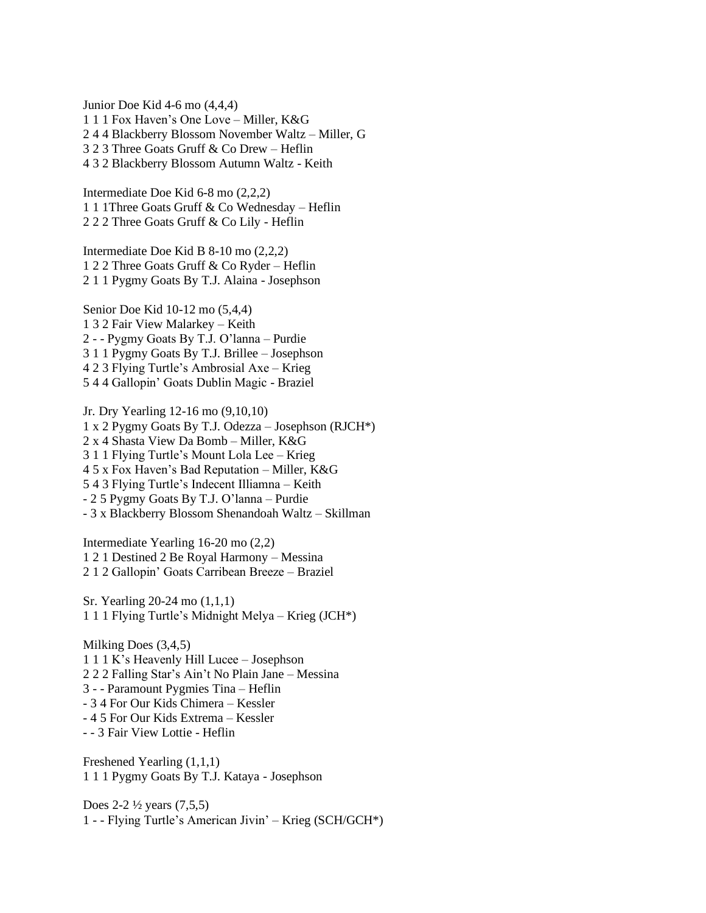Junior Doe Kid 4-6 mo (4,4,4)
1 1 1 Fox Haven's One Love – Miller, K&G
2 4 4 Blackberry Blossom November Waltz – Miller, G
3 2 3 Three Goats Gruff & Co Drew – Heflin
4 3 2 Blackberry Blossom Autumn Waltz - Keith

Intermediate Doe Kid 6-8 mo (2,2,2)
1 1 1Three Goats Gruff & Co Wednesday – Heflin
2 2 2 Three Goats Gruff & Co Lily - Heflin

Intermediate Doe Kid B 8-10 mo (2,2,2)
1 2 2 Three Goats Gruff & Co Ryder – Heflin
2 1 1 Pygmy Goats By T.J. Alaina - Josephson

Senior Doe Kid 10-12 mo (5,4,4)
1 3 2 Fair View Malarkey – Keith
2 - - Pygmy Goats By T.J. O'lanna – Purdie
3 1 1 Pygmy Goats By T.J. Brillee – Josephson
4 2 3 Flying Turtle's Ambrosial Axe – Krieg
5 4 4 Gallopin' Goats Dublin Magic - Braziel

Jr. Dry Yearling 12-16 mo (9,10,10)
1 x 2 Pygmy Goats By T.J. Odezza – Josephson (RJCH*)
2 x 4 Shasta View Da Bomb – Miller, K&G
3 1 1 Flying Turtle's Mount Lola Lee – Krieg
4 5 x Fox Haven's Bad Reputation – Miller, K&G
5 4 3 Flying Turtle's Indecent Illiamna – Keith
- 2 5 Pygmy Goats By T.J. O'lanna – Purdie
- 3 x Blackberry Blossom Shenandoah Waltz – Skillman

Intermediate Yearling 16-20 mo (2,2)
1 2 1 Destined 2 Be Royal Harmony – Messina
2 1 2 Gallopin' Goats Carribean Breeze – Braziel

Sr. Yearling 20-24 mo (1,1,1)
1 1 1 Flying Turtle's Midnight Melya – Krieg (JCH*)

Milking Does (3,4,5)
1 1 1 K's Heavenly Hill Lucee – Josephson
2 2 2 Falling Star's Ain't No Plain Jane – Messina
3 - - Paramount Pygmies Tina – Heflin
- 3 4 For Our Kids Chimera – Kessler
- 4 5 For Our Kids Extrema – Kessler
- - 3 Fair View Lottie - Heflin

Freshened Yearling (1,1,1)
1 1 1 Pygmy Goats By T.J. Kataya - Josephson

Does 2-2 ½ years (7,5,5)
1 - - Flying Turtle's American Jivin' – Krieg (SCH/GCH*)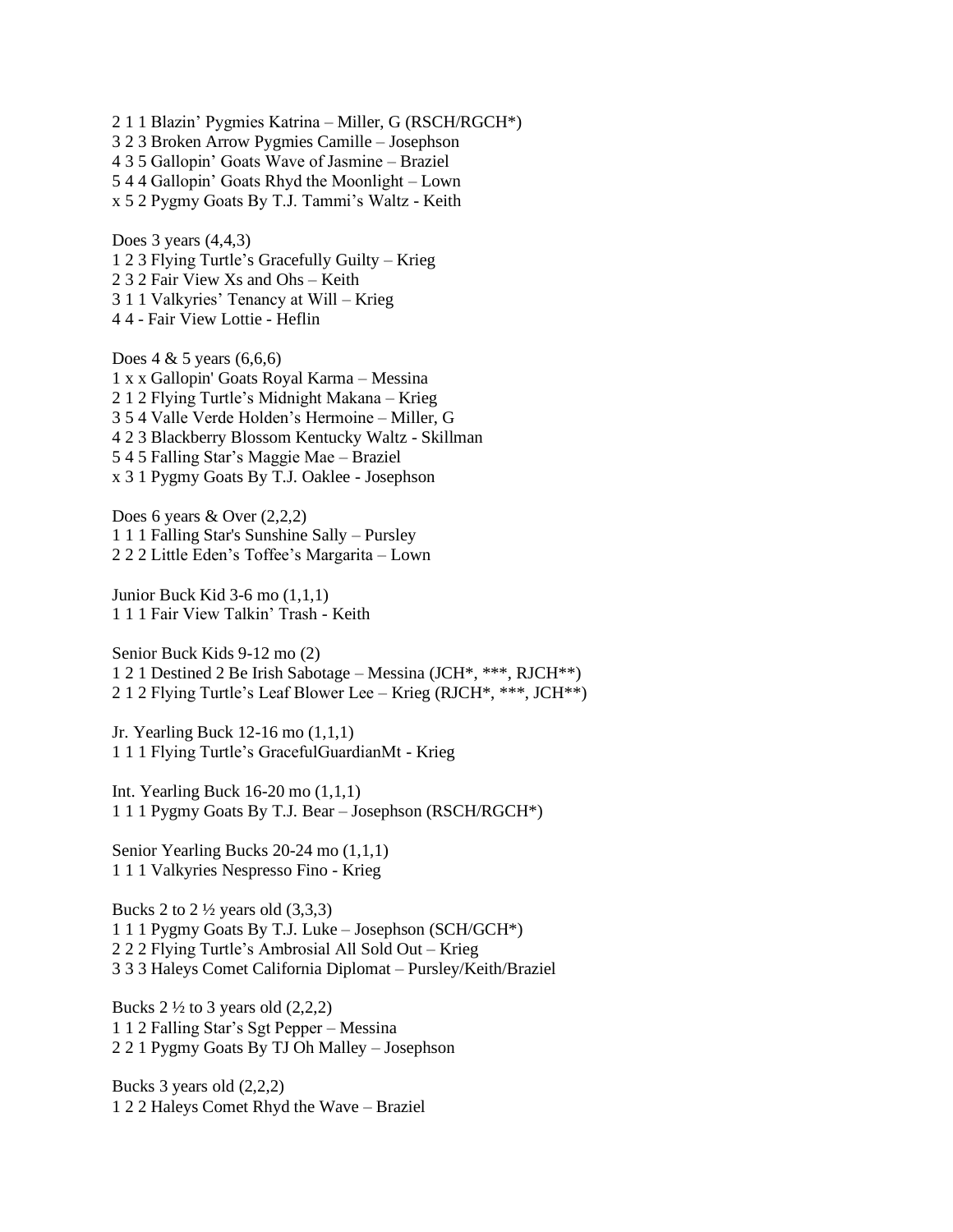2 1 1 Blazin' Pygmies Katrina – Miller, G (RSCH/RGCH*)
3 2 3 Broken Arrow Pygmies Camille – Josephson
4 3 5 Gallopin' Goats Wave of Jasmine – Braziel
5 4 4 Gallopin' Goats Rhyd the Moonlight – Lown
x 5 2 Pygmy Goats By T.J. Tammi's Waltz - Keith

Does 3 years (4,4,3)
1 2 3 Flying Turtle's Gracefully Guilty – Krieg
2 3 2 Fair View Xs and Ohs – Keith
3 1 1 Valkyries' Tenancy at Will – Krieg
4 4 - Fair View Lottie - Heflin

Does 4 & 5 years (6,6,6)
1 x x Gallopin' Goats Royal Karma – Messina
2 1 2 Flying Turtle's Midnight Makana – Krieg
3 5 4 Valle Verde Holden's Hermoine – Miller, G
4 2 3 Blackberry Blossom Kentucky Waltz - Skillman
5 4 5 Falling Star's Maggie Mae – Braziel
x 3 1 Pygmy Goats By T.J. Oaklee - Josephson

Does 6 years & Over (2,2,2)
1 1 1 Falling Star's Sunshine Sally – Pursley
2 2 2 Little Eden's Toffee's Margarita – Lown

Junior Buck Kid 3-6 mo (1,1,1)
1 1 1 Fair View Talkin' Trash - Keith

Senior Buck Kids 9-12 mo (2)
1 2 1 Destined 2 Be Irish Sabotage – Messina (JCH*, ***, RJCH**)
2 1 2 Flying Turtle's Leaf Blower Lee – Krieg (RJCH*, ***, JCH**)

Jr. Yearling Buck 12-16 mo (1,1,1)
1 1 1 Flying Turtle's GracefulGuardianMt - Krieg

Int. Yearling Buck 16-20 mo (1,1,1)
1 1 1 Pygmy Goats By T.J. Bear – Josephson (RSCH/RGCH*)

Senior Yearling Bucks 20-24 mo (1,1,1)
1 1 1 Valkyries Nespresso Fino - Krieg

Bucks 2 to 2 ½ years old (3,3,3)
1 1 1 Pygmy Goats By T.J. Luke – Josephson (SCH/GCH*)
2 2 2 Flying Turtle's Ambrosial All Sold Out – Krieg
3 3 3 Haleys Comet California Diplomat – Pursley/Keith/Braziel

Bucks 2 ½ to 3 years old (2,2,2)
1 1 2 Falling Star's Sgt Pepper – Messina
2 2 1 Pygmy Goats By TJ Oh Malley – Josephson

Bucks 3 years old (2,2,2)
1 2 2 Haleys Comet Rhyd the Wave – Braziel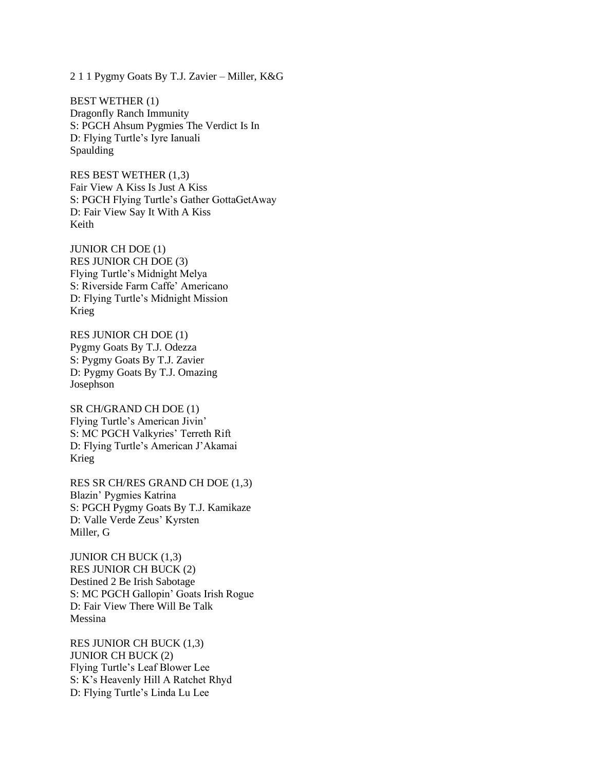2 1 1 Pygmy Goats By T.J. Zavier – Miller, K&G

BEST WETHER (1)
Dragonfly Ranch Immunity
S: PGCH Ahsum Pygmies The Verdict Is In
D: Flying Turtle's Iyre Ianuali
Spaulding

RES BEST WETHER (1,3)
Fair View A Kiss Is Just A Kiss
S: PGCH Flying Turtle's Gather GottaGetAway
D: Fair View Say It With A Kiss
Keith

JUNIOR CH DOE (1)
RES JUNIOR CH DOE (3)
Flying Turtle's Midnight Melya
S: Riverside Farm Caffe' Americano
D: Flying Turtle's Midnight Mission
Krieg

RES JUNIOR CH DOE (1)
Pygmy Goats By T.J. Odezza
S: Pygmy Goats By T.J. Zavier
D: Pygmy Goats By T.J. Omazing
Josephson

SR CH/GRAND CH DOE (1)
Flying Turtle's American Jivin'
S: MC PGCH Valkyries' Terreth Rift
D: Flying Turtle's American J'Akamai
Krieg

RES SR CH/RES GRAND CH DOE (1,3)
Blazin' Pygmies Katrina
S: PGCH Pygmy Goats By T.J. Kamikaze
D: Valle Verde Zeus' Kyrsten
Miller, G

JUNIOR CH BUCK (1,3)
RES JUNIOR CH BUCK (2)
Destined 2 Be Irish Sabotage
S: MC PGCH Gallopin' Goats Irish Rogue
D: Fair View There Will Be Talk
Messina

RES JUNIOR CH BUCK (1,3)
JUNIOR CH BUCK (2)
Flying Turtle's Leaf Blower Lee
S: K's Heavenly Hill A Ratchet Rhyd
D: Flying Turtle's Linda Lu Lee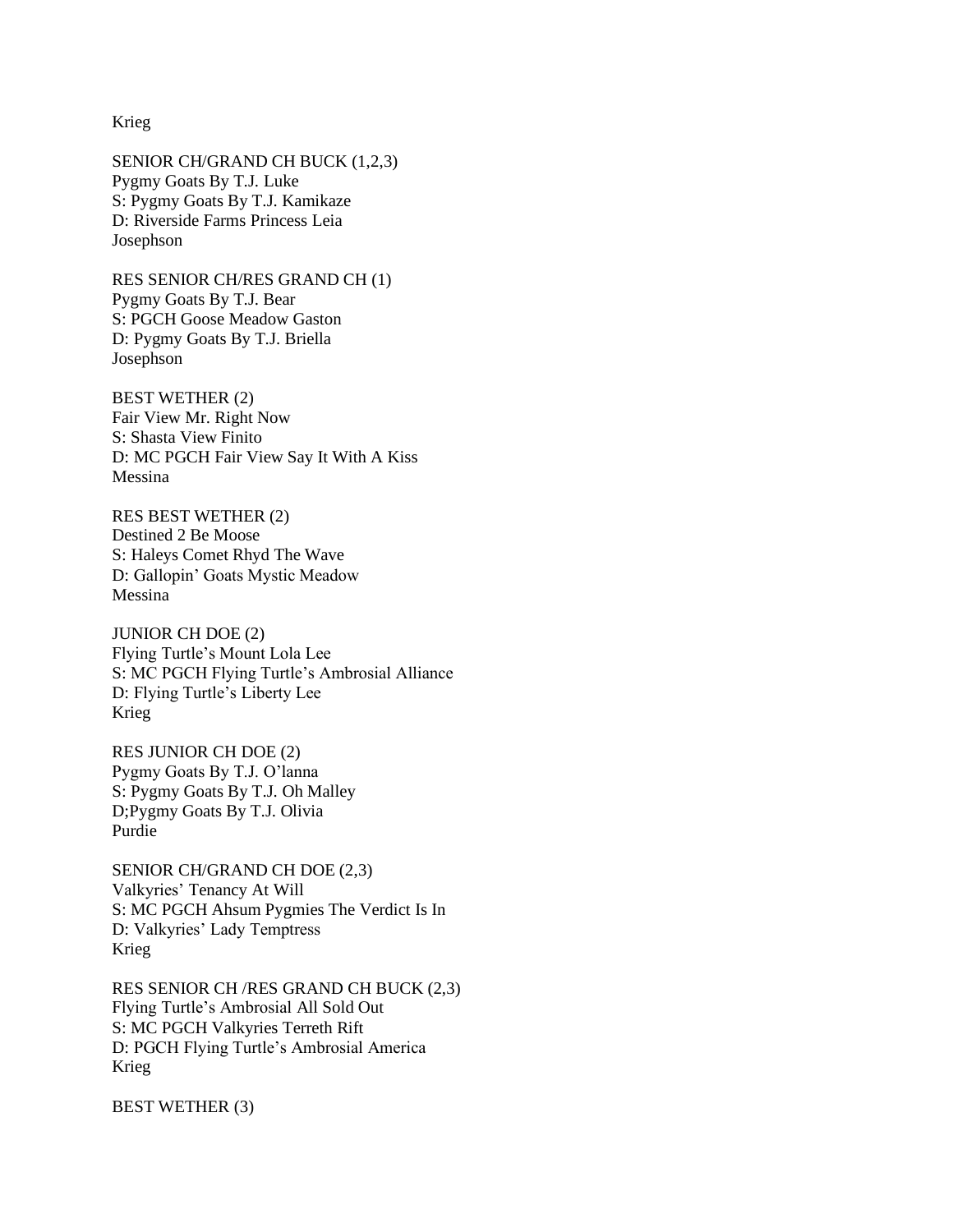Krieg

SENIOR CH/GRAND CH BUCK (1,2,3)
Pygmy Goats By T.J. Luke
S: Pygmy Goats By T.J. Kamikaze
D: Riverside Farms Princess Leia
Josephson

RES SENIOR CH/RES GRAND CH (1)
Pygmy Goats By T.J. Bear
S: PGCH Goose Meadow Gaston
D: Pygmy Goats By T.J. Briella
Josephson

BEST WETHER (2)
Fair View Mr. Right Now
S: Shasta View Finito
D: MC PGCH Fair View Say It With A Kiss
Messina

RES BEST WETHER (2)
Destined 2 Be Moose
S: Haleys Comet Rhyd The Wave
D: Gallopin' Goats Mystic Meadow
Messina

JUNIOR CH DOE (2)
Flying Turtle's Mount Lola Lee
S: MC PGCH Flying Turtle's Ambrosial Alliance
D: Flying Turtle's Liberty Lee
Krieg

RES JUNIOR CH DOE (2)
Pygmy Goats By T.J. O'lanna
S: Pygmy Goats By T.J. Oh Malley
D;Pygmy Goats By T.J. Olivia
Purdie

SENIOR CH/GRAND CH DOE (2,3)
Valkyries' Tenancy At Will
S: MC PGCH Ahsum Pygmies The Verdict Is In
D: Valkyries' Lady Temptress
Krieg

RES SENIOR CH /RES GRAND CH BUCK (2,3)
Flying Turtle's Ambrosial All Sold Out
S: MC PGCH Valkyries Terreth Rift
D: PGCH Flying Turtle's Ambrosial America
Krieg

BEST WETHER (3)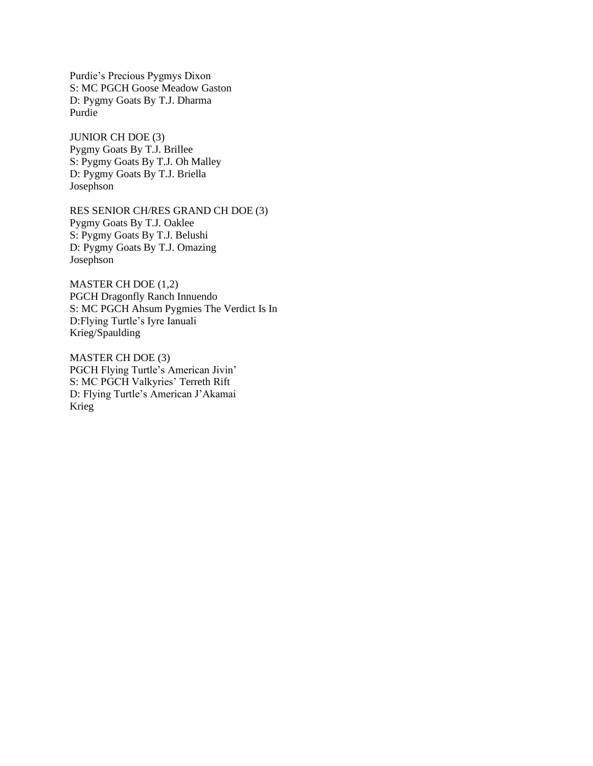Purdie's Precious Pygmys Dixon
S: MC PGCH Goose Meadow Gaston
D: Pygmy Goats By T.J. Dharma
Purdie

JUNIOR CH DOE (3)
Pygmy Goats By T.J. Brillee
S: Pygmy Goats By T.J. Oh Malley
D: Pygmy Goats By T.J. Briella
Josephson

RES SENIOR CH/RES GRAND CH DOE (3)
Pygmy Goats By T.J. Oaklee
S: Pygmy Goats By T.J. Belushi
D: Pygmy Goats By T.J. Omazing
Josephson

MASTER CH DOE (1,2)
PGCH Dragonfly Ranch Innuendo
S: MC PGCH Ahsum Pygmies The Verdict Is In
D:Flying Turtle's Iyre Ianuali
Krieg/Spaulding

MASTER CH DOE (3)
PGCH Flying Turtle's American Jivin'
S: MC PGCH Valkyries' Terreth Rift
D: Flying Turtle's American J'Akamai
Krieg